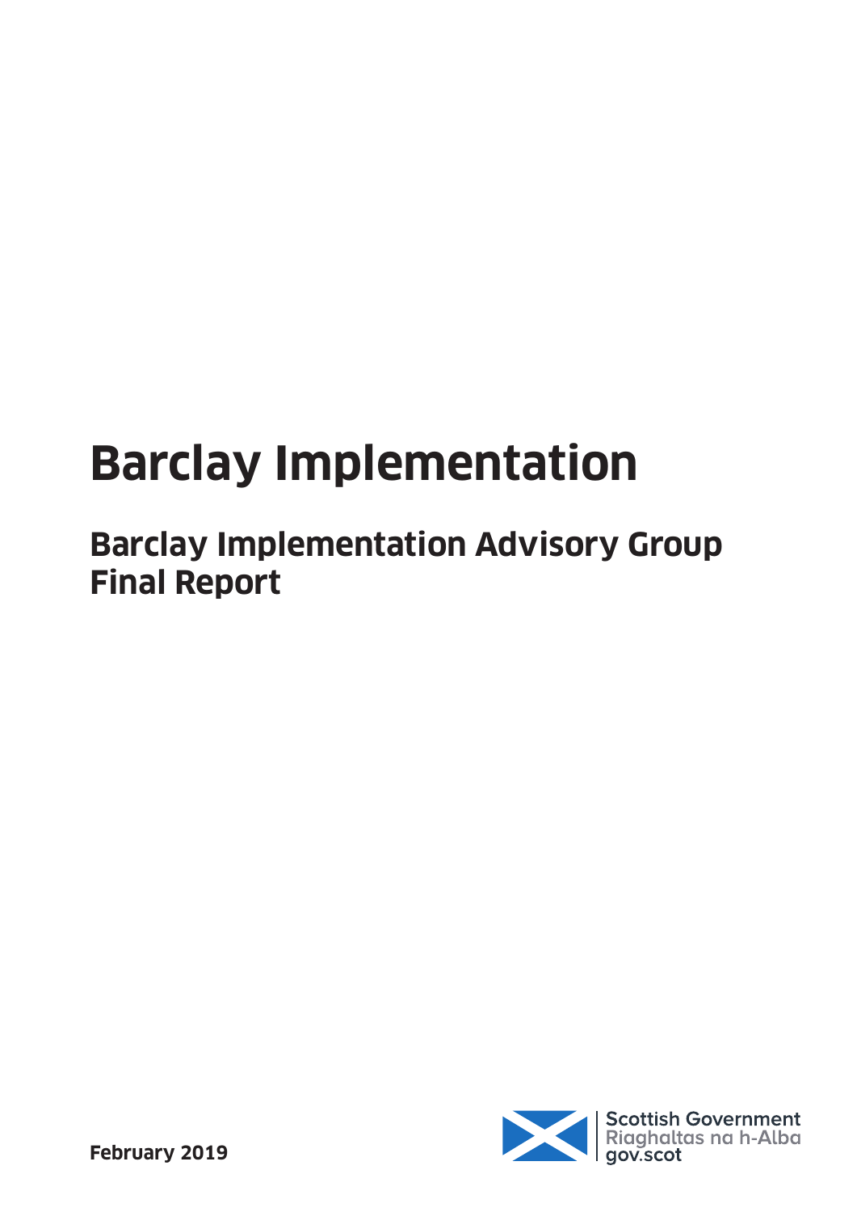# Barclay Implementation

## Barclay Implementation Advisory Group Final Report

**February 2019**

Scottish Government
Riaghaltas na h-Alba
gov.scot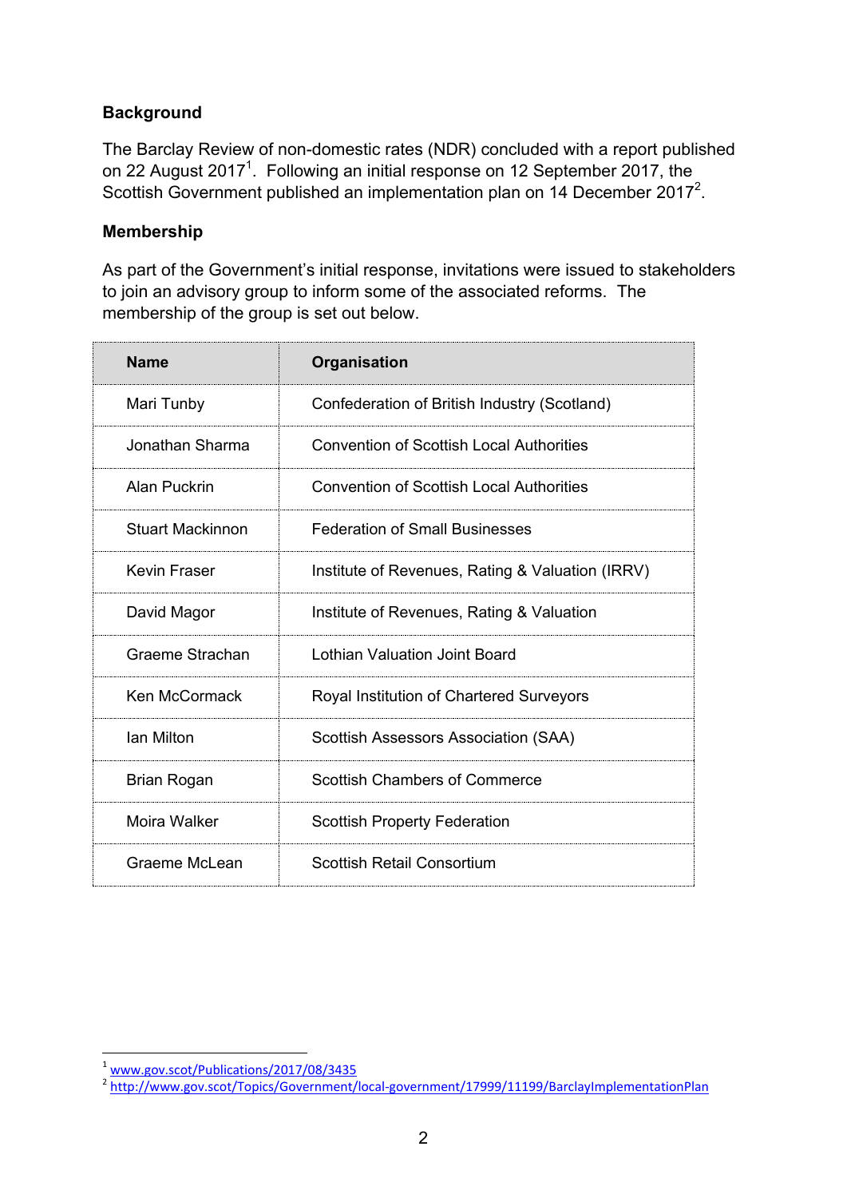**Background**

The Barclay Review of non-domestic rates (NDR) concluded with a report published on 22 August 2017[1]. Following an initial response on 12 September 2017, the Scottish Government published an implementation plan on 14 December 2017[2].

**Membership**

As part of the Government's initial response, invitations were issued to stakeholders to join an advisory group to inform some of the associated reforms. The membership of the group is set out below.

| Name | Organisation |
|---|---|
| Mari Tunby | Confederation of British Industry (Scotland) |
| Jonathan Sharma | Convention of Scottish Local Authorities |
| Alan Puckrin | Convention of Scottish Local Authorities |
| Stuart Mackinnon | Federation of Small Businesses |
| Kevin Fraser | Institute of Revenues, Rating & Valuation (IRRV) |
| David Magor | Institute of Revenues, Rating & Valuation |
| Graeme Strachan | Lothian Valuation Joint Board |
| Ken McCormack | Royal Institution of Chartered Surveyors |
| Ian Milton | Scottish Assessors Association (SAA) |
| Brian Rogan | Scottish Chambers of Commerce |
| Moira Walker | Scottish Property Federation |
| Graeme McLean | Scottish Retail Consortium |

---

[1] www.gov.scot/Publications/2017/08/3435

[2] http://www.gov.scot/Topics/Government/local-government/17999/11199/BarclayImplementationPlan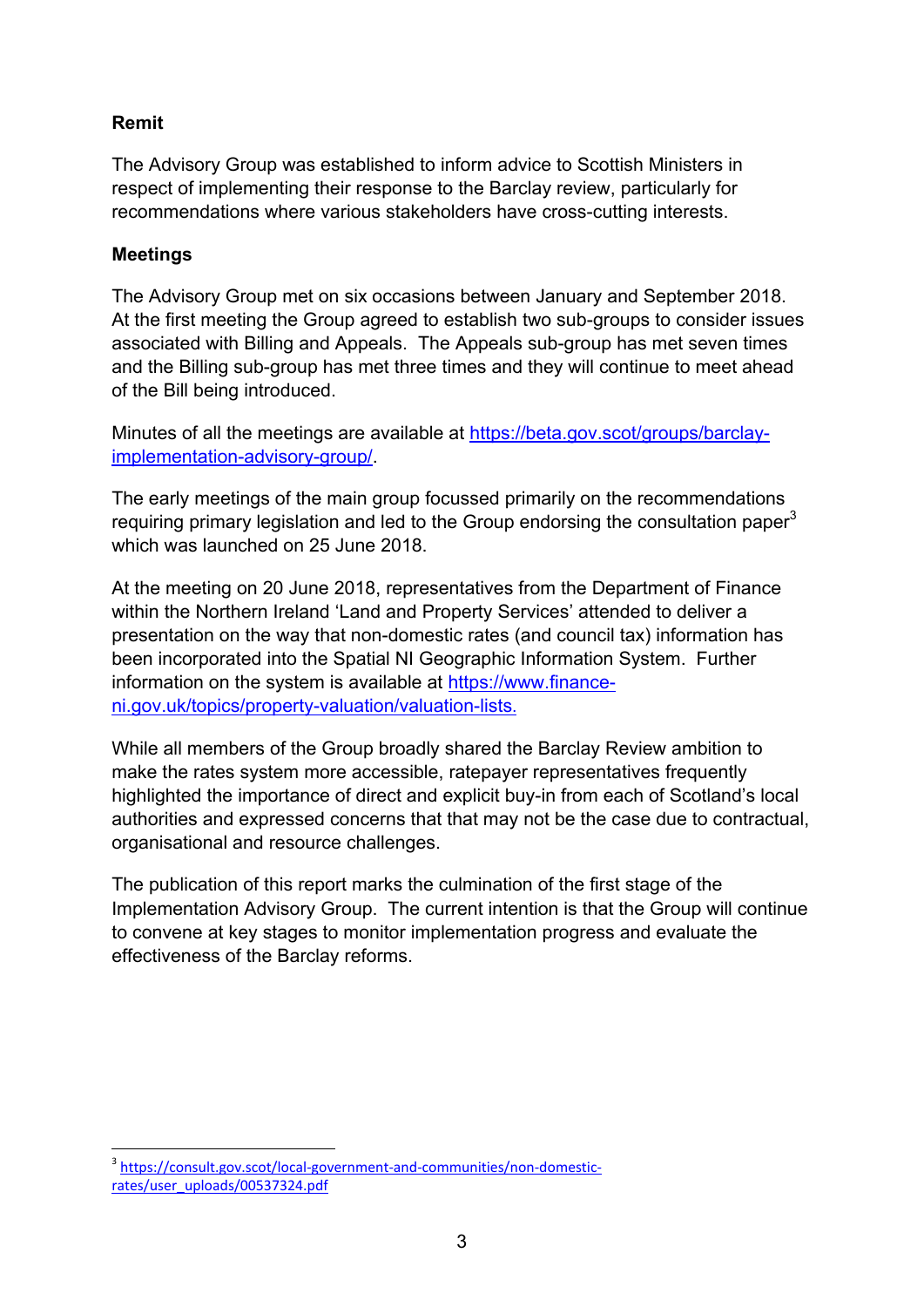## Remit

The Advisory Group was established to inform advice to Scottish Ministers in respect of implementing their response to the Barclay review, particularly for recommendations where various stakeholders have cross-cutting interests.

## Meetings

The Advisory Group met on six occasions between January and September 2018. At the first meeting the Group agreed to establish two sub-groups to consider issues associated with Billing and Appeals. The Appeals sub-group has met seven times and the Billing sub-group has met three times and they will continue to meet ahead of the Bill being introduced.

Minutes of all the meetings are available at [https://beta.gov.scot/groups/barclay-implementation-advisory-group/](https://beta.gov.scot/groups/barclay-implementation-advisory-group/).

The early meetings of the main group focussed primarily on the recommendations requiring primary legislation and led to the Group endorsing the consultation paper[3] which was launched on 25 June 2018.

At the meeting on 20 June 2018, representatives from the Department of Finance within the Northern Ireland 'Land and Property Services' attended to deliver a presentation on the way that non-domestic rates (and council tax) information has been incorporated into the Spatial NI Geographic Information System. Further information on the system is available at [https://www.finance-ni.gov.uk/topics/property-valuation/valuation-lists.](https://www.finance-ni.gov.uk/topics/property-valuation/valuation-lists)

While all members of the Group broadly shared the Barclay Review ambition to make the rates system more accessible, ratepayer representatives frequently highlighted the importance of direct and explicit buy-in from each of Scotland's local authorities and expressed concerns that that may not be the case due to contractual, organisational and resource challenges.

The publication of this report marks the culmination of the first stage of the Implementation Advisory Group. The current intention is that the Group will continue to convene at key stages to monitor implementation progress and evaluate the effectiveness of the Barclay reforms.

---

[3] [https://consult.gov.scot/local-government-and-communities/non-domestic-rates/user_uploads/00537324.pdf](https://consult.gov.scot/local-government-and-communities/non-domestic-rates/user_uploads/00537324.pdf)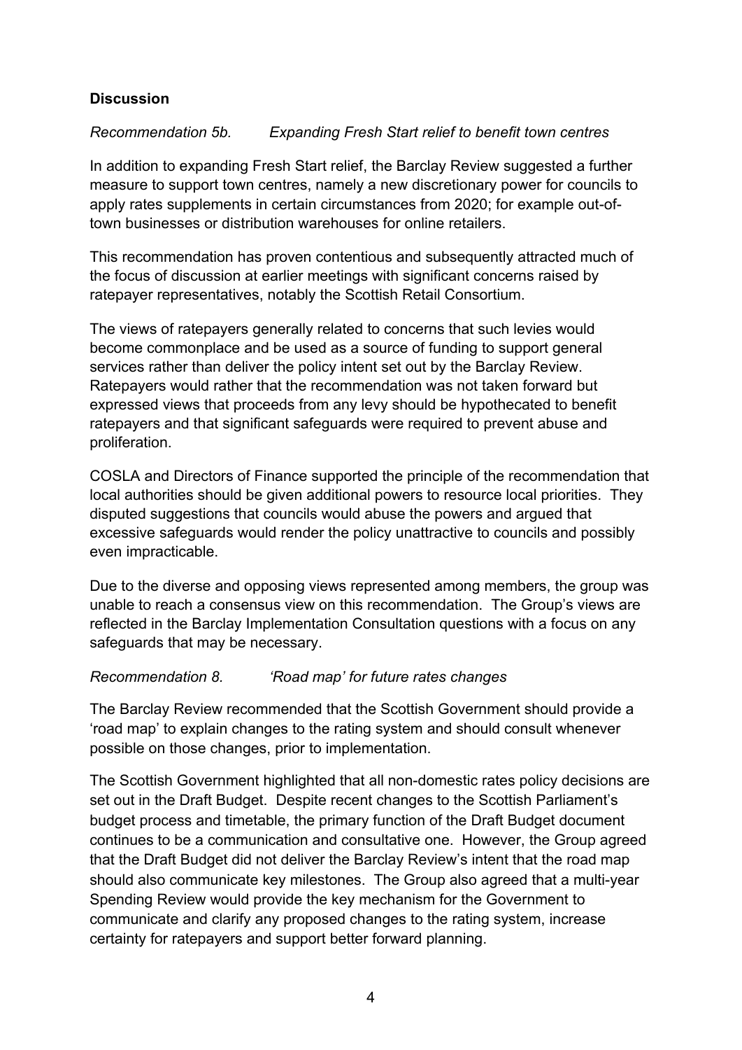**Discussion**

*Recommendation 5b. Expanding Fresh Start relief to benefit town centres*

In addition to expanding Fresh Start relief, the Barclay Review suggested a further measure to support town centres, namely a new discretionary power for councils to apply rates supplements in certain circumstances from 2020; for example out-of-town businesses or distribution warehouses for online retailers.

This recommendation has proven contentious and subsequently attracted much of the focus of discussion at earlier meetings with significant concerns raised by ratepayer representatives, notably the Scottish Retail Consortium.

The views of ratepayers generally related to concerns that such levies would become commonplace and be used as a source of funding to support general services rather than deliver the policy intent set out by the Barclay Review. Ratepayers would rather that the recommendation was not taken forward but expressed views that proceeds from any levy should be hypothecated to benefit ratepayers and that significant safeguards were required to prevent abuse and proliferation.

COSLA and Directors of Finance supported the principle of the recommendation that local authorities should be given additional powers to resource local priorities. They disputed suggestions that councils would abuse the powers and argued that excessive safeguards would render the policy unattractive to councils and possibly even impracticable.

Due to the diverse and opposing views represented among members, the group was unable to reach a consensus view on this recommendation. The Group's views are reflected in the Barclay Implementation Consultation questions with a focus on any safeguards that may be necessary.

*Recommendation 8. 'Road map' for future rates changes*

The Barclay Review recommended that the Scottish Government should provide a 'road map' to explain changes to the rating system and should consult whenever possible on those changes, prior to implementation.

The Scottish Government highlighted that all non-domestic rates policy decisions are set out in the Draft Budget. Despite recent changes to the Scottish Parliament's budget process and timetable, the primary function of the Draft Budget document continues to be a communication and consultative one. However, the Group agreed that the Draft Budget did not deliver the Barclay Review's intent that the road map should also communicate key milestones. The Group also agreed that a multi-year Spending Review would provide the key mechanism for the Government to communicate and clarify any proposed changes to the rating system, increase certainty for ratepayers and support better forward planning.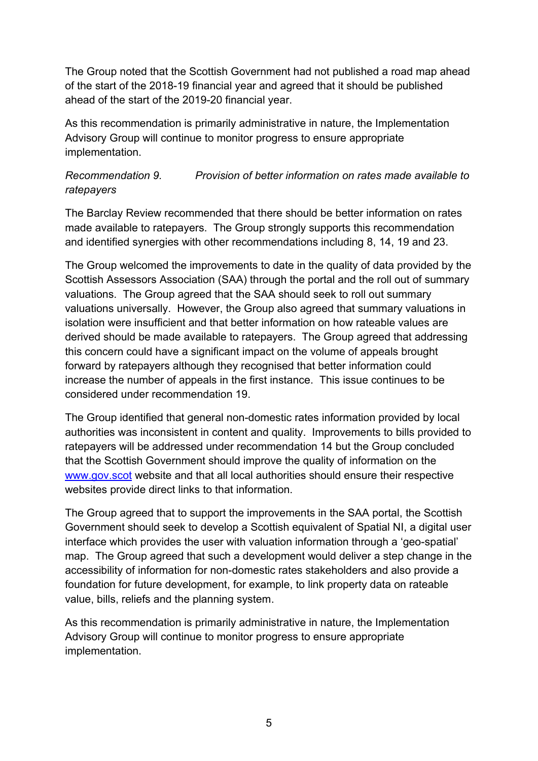The Group noted that the Scottish Government had not published a road map ahead of the start of the 2018-19 financial year and agreed that it should be published ahead of the start of the 2019-20 financial year.

As this recommendation is primarily administrative in nature, the Implementation Advisory Group will continue to monitor progress to ensure appropriate implementation.

*Recommendation 9. Provision of better information on rates made available to ratepayers*

The Barclay Review recommended that there should be better information on rates made available to ratepayers. The Group strongly supports this recommendation and identified synergies with other recommendations including 8, 14, 19 and 23.

The Group welcomed the improvements to date in the quality of data provided by the Scottish Assessors Association (SAA) through the portal and the roll out of summary valuations. The Group agreed that the SAA should seek to roll out summary valuations universally. However, the Group also agreed that summary valuations in isolation were insufficient and that better information on how rateable values are derived should be made available to ratepayers. The Group agreed that addressing this concern could have a significant impact on the volume of appeals brought forward by ratepayers although they recognised that better information could increase the number of appeals in the first instance. This issue continues to be considered under recommendation 19.

The Group identified that general non-domestic rates information provided by local authorities was inconsistent in content and quality. Improvements to bills provided to ratepayers will be addressed under recommendation 14 but the Group concluded that the Scottish Government should improve the quality of information on the [www.gov.scot](http://www.gov.scot) website and that all local authorities should ensure their respective websites provide direct links to that information.

The Group agreed that to support the improvements in the SAA portal, the Scottish Government should seek to develop a Scottish equivalent of Spatial NI, a digital user interface which provides the user with valuation information through a 'geo-spatial' map. The Group agreed that such a development would deliver a step change in the accessibility of information for non-domestic rates stakeholders and also provide a foundation for future development, for example, to link property data on rateable value, bills, reliefs and the planning system.

As this recommendation is primarily administrative in nature, the Implementation Advisory Group will continue to monitor progress to ensure appropriate implementation.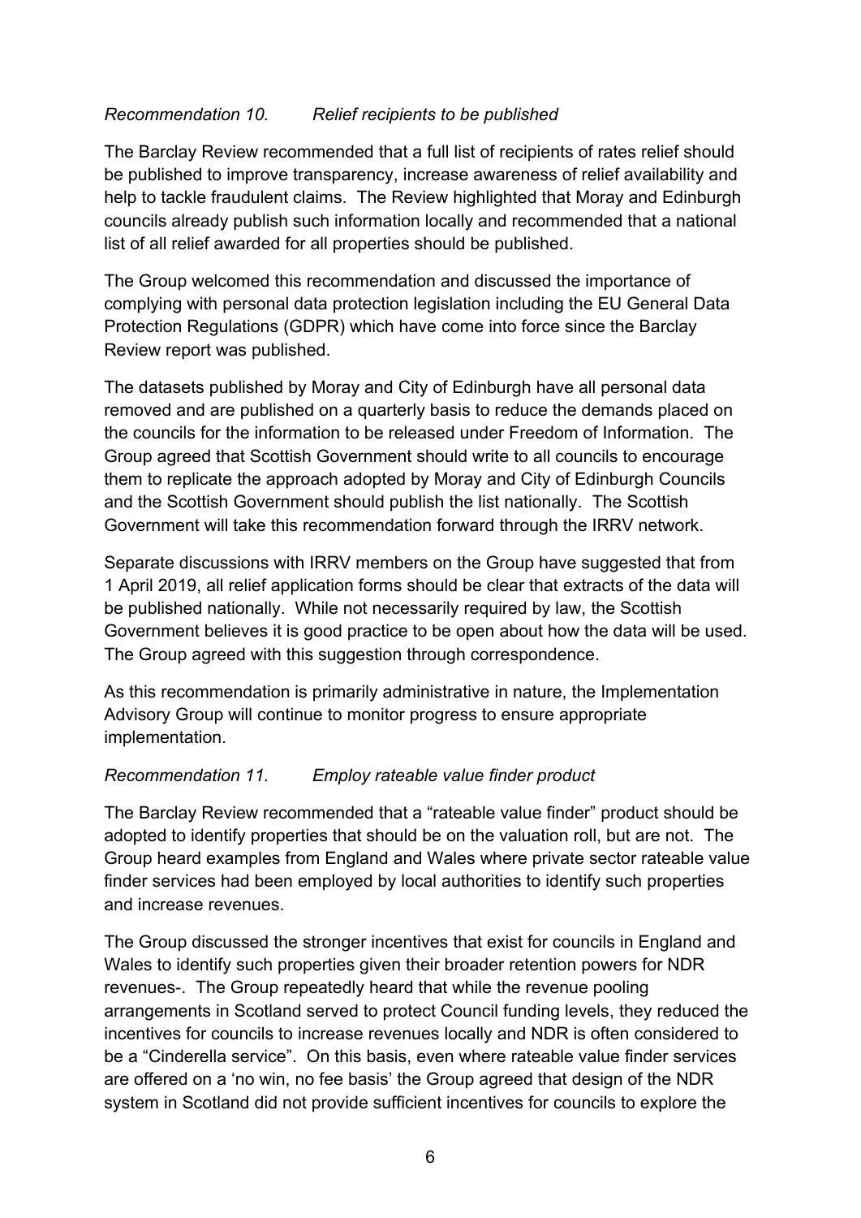*Recommendation 10. Relief recipients to be published*

The Barclay Review recommended that a full list of recipients of rates relief should be published to improve transparency, increase awareness of relief availability and help to tackle fraudulent claims. The Review highlighted that Moray and Edinburgh councils already publish such information locally and recommended that a national list of all relief awarded for all properties should be published.

The Group welcomed this recommendation and discussed the importance of complying with personal data protection legislation including the EU General Data Protection Regulations (GDPR) which have come into force since the Barclay Review report was published.

The datasets published by Moray and City of Edinburgh have all personal data removed and are published on a quarterly basis to reduce the demands placed on the councils for the information to be released under Freedom of Information. The Group agreed that Scottish Government should write to all councils to encourage them to replicate the approach adopted by Moray and City of Edinburgh Councils and the Scottish Government should publish the list nationally. The Scottish Government will take this recommendation forward through the IRRV network.

Separate discussions with IRRV members on the Group have suggested that from 1 April 2019, all relief application forms should be clear that extracts of the data will be published nationally. While not necessarily required by law, the Scottish Government believes it is good practice to be open about how the data will be used. The Group agreed with this suggestion through correspondence.

As this recommendation is primarily administrative in nature, the Implementation Advisory Group will continue to monitor progress to ensure appropriate implementation.

*Recommendation 11. Employ rateable value finder product*

The Barclay Review recommended that a "rateable value finder" product should be adopted to identify properties that should be on the valuation roll, but are not. The Group heard examples from England and Wales where private sector rateable value finder services had been employed by local authorities to identify such properties and increase revenues.

The Group discussed the stronger incentives that exist for councils in England and Wales to identify such properties given their broader retention powers for NDR revenues-. The Group repeatedly heard that while the revenue pooling arrangements in Scotland served to protect Council funding levels, they reduced the incentives for councils to increase revenues locally and NDR is often considered to be a "Cinderella service". On this basis, even where rateable value finder services are offered on a 'no win, no fee basis' the Group agreed that design of the NDR system in Scotland did not provide sufficient incentives for councils to explore the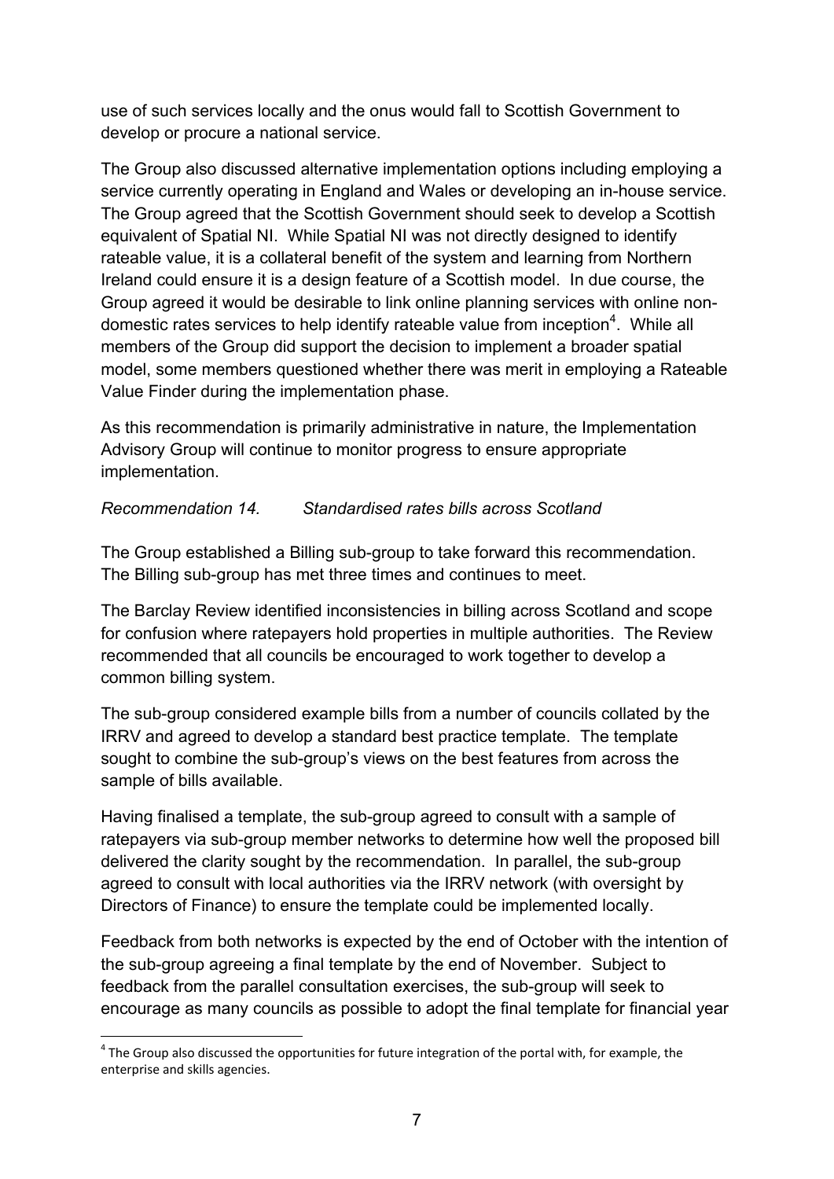use of such services locally and the onus would fall to Scottish Government to develop or procure a national service.

The Group also discussed alternative implementation options including employing a service currently operating in England and Wales or developing an in-house service. The Group agreed that the Scottish Government should seek to develop a Scottish equivalent of Spatial NI. While Spatial NI was not directly designed to identify rateable value, it is a collateral benefit of the system and learning from Northern Ireland could ensure it is a design feature of a Scottish model. In due course, the Group agreed it would be desirable to link online planning services with online non-domestic rates services to help identify rateable value from inception[4]. While all members of the Group did support the decision to implement a broader spatial model, some members questioned whether there was merit in employing a Rateable Value Finder during the implementation phase.

As this recommendation is primarily administrative in nature, the Implementation Advisory Group will continue to monitor progress to ensure appropriate implementation.

*Recommendation 14. Standardised rates bills across Scotland*

The Group established a Billing sub-group to take forward this recommendation. The Billing sub-group has met three times and continues to meet.

The Barclay Review identified inconsistencies in billing across Scotland and scope for confusion where ratepayers hold properties in multiple authorities. The Review recommended that all councils be encouraged to work together to develop a common billing system.

The sub-group considered example bills from a number of councils collated by the IRRV and agreed to develop a standard best practice template. The template sought to combine the sub-group's views on the best features from across the sample of bills available.

Having finalised a template, the sub-group agreed to consult with a sample of ratepayers via sub-group member networks to determine how well the proposed bill delivered the clarity sought by the recommendation. In parallel, the sub-group agreed to consult with local authorities via the IRRV network (with oversight by Directors of Finance) to ensure the template could be implemented locally.

Feedback from both networks is expected by the end of October with the intention of the sub-group agreeing a final template by the end of November. Subject to feedback from the parallel consultation exercises, the sub-group will seek to encourage as many councils as possible to adopt the final template for financial year

[4] The Group also discussed the opportunities for future integration of the portal with, for example, the enterprise and skills agencies.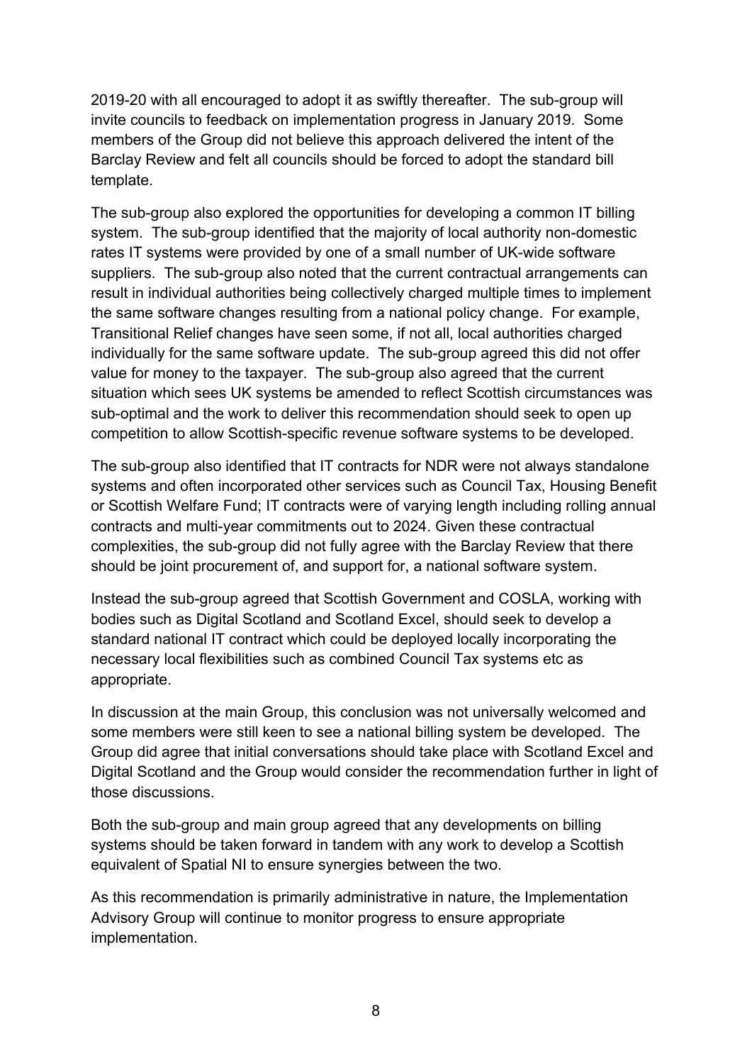2019-20 with all encouraged to adopt it as swiftly thereafter. The sub-group will invite councils to feedback on implementation progress in January 2019. Some members of the Group did not believe this approach delivered the intent of the Barclay Review and felt all councils should be forced to adopt the standard bill template.

The sub-group also explored the opportunities for developing a common IT billing system. The sub-group identified that the majority of local authority non-domestic rates IT systems were provided by one of a small number of UK-wide software suppliers. The sub-group also noted that the current contractual arrangements can result in individual authorities being collectively charged multiple times to implement the same software changes resulting from a national policy change. For example, Transitional Relief changes have seen some, if not all, local authorities charged individually for the same software update. The sub-group agreed this did not offer value for money to the taxpayer. The sub-group also agreed that the current situation which sees UK systems be amended to reflect Scottish circumstances was sub-optimal and the work to deliver this recommendation should seek to open up competition to allow Scottish-specific revenue software systems to be developed.

The sub-group also identified that IT contracts for NDR were not always standalone systems and often incorporated other services such as Council Tax, Housing Benefit or Scottish Welfare Fund; IT contracts were of varying length including rolling annual contracts and multi-year commitments out to 2024. Given these contractual complexities, the sub-group did not fully agree with the Barclay Review that there should be joint procurement of, and support for, a national software system.

Instead the sub-group agreed that Scottish Government and COSLA, working with bodies such as Digital Scotland and Scotland Excel, should seek to develop a standard national IT contract which could be deployed locally incorporating the necessary local flexibilities such as combined Council Tax systems etc as appropriate.

In discussion at the main Group, this conclusion was not universally welcomed and some members were still keen to see a national billing system be developed. The Group did agree that initial conversations should take place with Scotland Excel and Digital Scotland and the Group would consider the recommendation further in light of those discussions.

Both the sub-group and main group agreed that any developments on billing systems should be taken forward in tandem with any work to develop a Scottish equivalent of Spatial NI to ensure synergies between the two.

As this recommendation is primarily administrative in nature, the Implementation Advisory Group will continue to monitor progress to ensure appropriate implementation.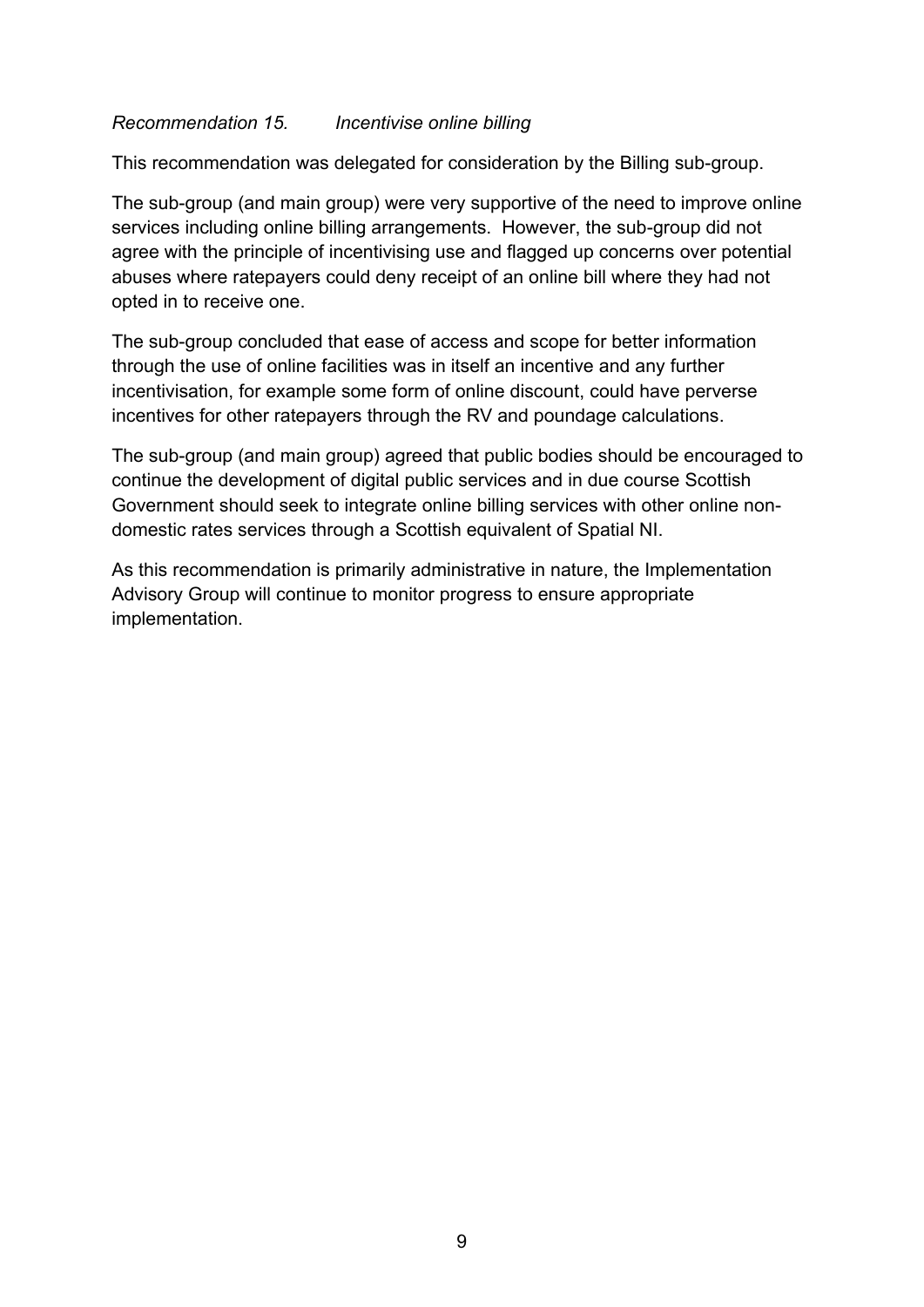*Recommendation 15. Incentivise online billing*

This recommendation was delegated for consideration by the Billing sub-group.

The sub-group (and main group) were very supportive of the need to improve online services including online billing arrangements. However, the sub-group did not agree with the principle of incentivising use and flagged up concerns over potential abuses where ratepayers could deny receipt of an online bill where they had not opted in to receive one.

The sub-group concluded that ease of access and scope for better information through the use of online facilities was in itself an incentive and any further incentivisation, for example some form of online discount, could have perverse incentives for other ratepayers through the RV and poundage calculations.

The sub-group (and main group) agreed that public bodies should be encouraged to continue the development of digital public services and in due course Scottish Government should seek to integrate online billing services with other online non-domestic rates services through a Scottish equivalent of Spatial NI.

As this recommendation is primarily administrative in nature, the Implementation Advisory Group will continue to monitor progress to ensure appropriate implementation.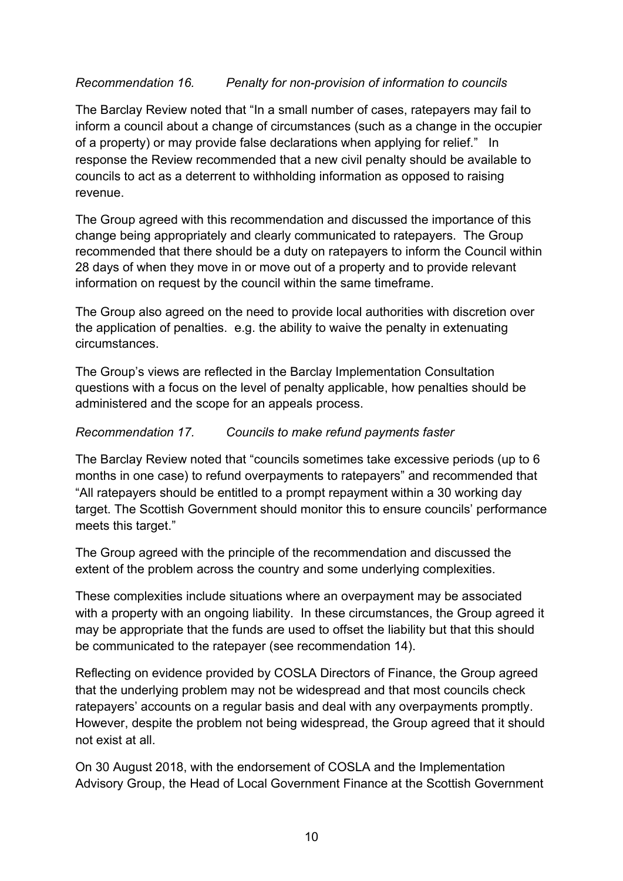*Recommendation 16. Penalty for non-provision of information to councils*

The Barclay Review noted that "In a small number of cases, ratepayers may fail to inform a council about a change of circumstances (such as a change in the occupier of a property) or may provide false declarations when applying for relief." In response the Review recommended that a new civil penalty should be available to councils to act as a deterrent to withholding information as opposed to raising revenue.

The Group agreed with this recommendation and discussed the importance of this change being appropriately and clearly communicated to ratepayers. The Group recommended that there should be a duty on ratepayers to inform the Council within 28 days of when they move in or move out of a property and to provide relevant information on request by the council within the same timeframe.

The Group also agreed on the need to provide local authorities with discretion over the application of penalties. e.g. the ability to waive the penalty in extenuating circumstances.

The Group's views are reflected in the Barclay Implementation Consultation questions with a focus on the level of penalty applicable, how penalties should be administered and the scope for an appeals process.

*Recommendation 17. Councils to make refund payments faster*

The Barclay Review noted that "councils sometimes take excessive periods (up to 6 months in one case) to refund overpayments to ratepayers" and recommended that "All ratepayers should be entitled to a prompt repayment within a 30 working day target. The Scottish Government should monitor this to ensure councils' performance meets this target."

The Group agreed with the principle of the recommendation and discussed the extent of the problem across the country and some underlying complexities.

These complexities include situations where an overpayment may be associated with a property with an ongoing liability. In these circumstances, the Group agreed it may be appropriate that the funds are used to offset the liability but that this should be communicated to the ratepayer (see recommendation 14).

Reflecting on evidence provided by COSLA Directors of Finance, the Group agreed that the underlying problem may not be widespread and that most councils check ratepayers' accounts on a regular basis and deal with any overpayments promptly. However, despite the problem not being widespread, the Group agreed that it should not exist at all.

On 30 August 2018, with the endorsement of COSLA and the Implementation Advisory Group, the Head of Local Government Finance at the Scottish Government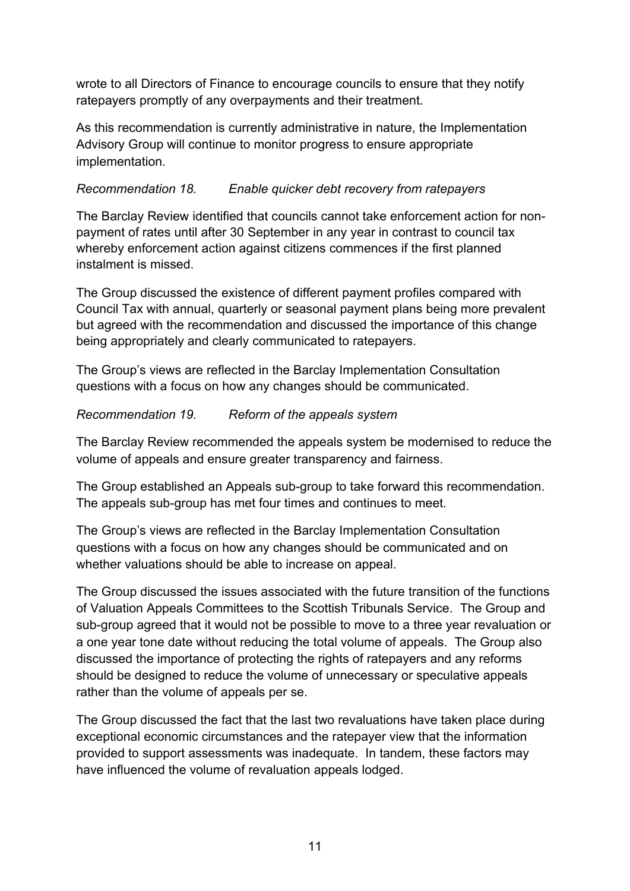wrote to all Directors of Finance to encourage councils to ensure that they notify ratepayers promptly of any overpayments and their treatment.

As this recommendation is currently administrative in nature, the Implementation Advisory Group will continue to monitor progress to ensure appropriate implementation.

*Recommendation 18. Enable quicker debt recovery from ratepayers*

The Barclay Review identified that councils cannot take enforcement action for non-payment of rates until after 30 September in any year in contrast to council tax whereby enforcement action against citizens commences if the first planned instalment is missed.

The Group discussed the existence of different payment profiles compared with Council Tax with annual, quarterly or seasonal payment plans being more prevalent but agreed with the recommendation and discussed the importance of this change being appropriately and clearly communicated to ratepayers.

The Group's views are reflected in the Barclay Implementation Consultation questions with a focus on how any changes should be communicated.

*Recommendation 19. Reform of the appeals system*

The Barclay Review recommended the appeals system be modernised to reduce the volume of appeals and ensure greater transparency and fairness.

The Group established an Appeals sub-group to take forward this recommendation. The appeals sub-group has met four times and continues to meet.

The Group's views are reflected in the Barclay Implementation Consultation questions with a focus on how any changes should be communicated and on whether valuations should be able to increase on appeal.

The Group discussed the issues associated with the future transition of the functions of Valuation Appeals Committees to the Scottish Tribunals Service. The Group and sub-group agreed that it would not be possible to move to a three year revaluation or a one year tone date without reducing the total volume of appeals. The Group also discussed the importance of protecting the rights of ratepayers and any reforms should be designed to reduce the volume of unnecessary or speculative appeals rather than the volume of appeals per se.

The Group discussed the fact that the last two revaluations have taken place during exceptional economic circumstances and the ratepayer view that the information provided to support assessments was inadequate. In tandem, these factors may have influenced the volume of revaluation appeals lodged.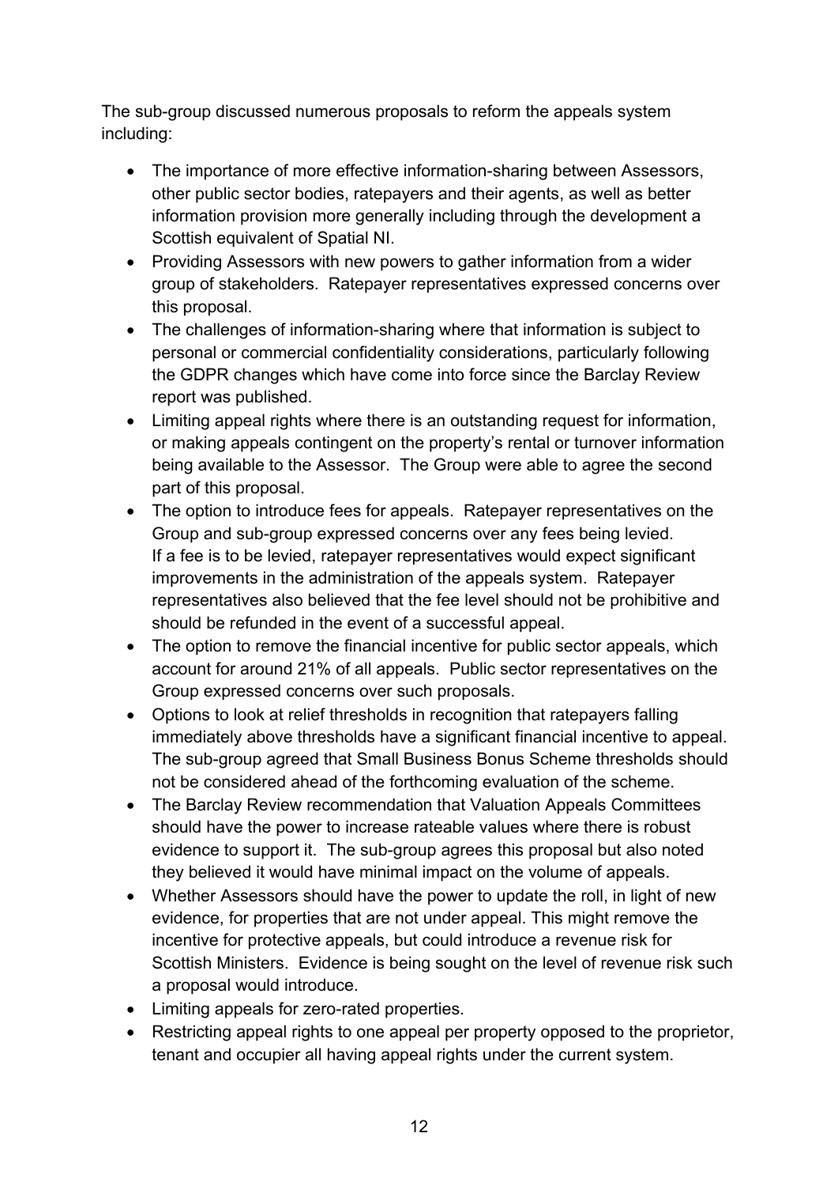The sub-group discussed numerous proposals to reform the appeals system including:

- The importance of more effective information-sharing between Assessors, other public sector bodies, ratepayers and their agents, as well as better information provision more generally including through the development a Scottish equivalent of Spatial NI.
- Providing Assessors with new powers to gather information from a wider group of stakeholders. Ratepayer representatives expressed concerns over this proposal.
- The challenges of information-sharing where that information is subject to personal or commercial confidentiality considerations, particularly following the GDPR changes which have come into force since the Barclay Review report was published.
- Limiting appeal rights where there is an outstanding request for information, or making appeals contingent on the property's rental or turnover information being available to the Assessor. The Group were able to agree the second part of this proposal.
- The option to introduce fees for appeals. Ratepayer representatives on the Group and sub-group expressed concerns over any fees being levied. If a fee is to be levied, ratepayer representatives would expect significant improvements in the administration of the appeals system. Ratepayer representatives also believed that the fee level should not be prohibitive and should be refunded in the event of a successful appeal.
- The option to remove the financial incentive for public sector appeals, which account for around 21% of all appeals. Public sector representatives on the Group expressed concerns over such proposals.
- Options to look at relief thresholds in recognition that ratepayers falling immediately above thresholds have a significant financial incentive to appeal. The sub-group agreed that Small Business Bonus Scheme thresholds should not be considered ahead of the forthcoming evaluation of the scheme.
- The Barclay Review recommendation that Valuation Appeals Committees should have the power to increase rateable values where there is robust evidence to support it. The sub-group agrees this proposal but also noted they believed it would have minimal impact on the volume of appeals.
- Whether Assessors should have the power to update the roll, in light of new evidence, for properties that are not under appeal. This might remove the incentive for protective appeals, but could introduce a revenue risk for Scottish Ministers. Evidence is being sought on the level of revenue risk such a proposal would introduce.
- Limiting appeals for zero-rated properties.
- Restricting appeal rights to one appeal per property opposed to the proprietor, tenant and occupier all having appeal rights under the current system.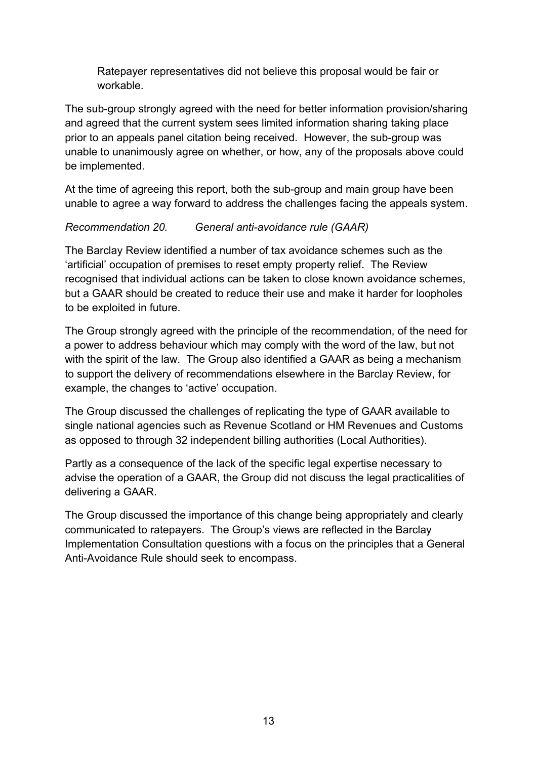Ratepayer representatives did not believe this proposal would be fair or workable.

The sub-group strongly agreed with the need for better information provision/sharing and agreed that the current system sees limited information sharing taking place prior to an appeals panel citation being received. However, the sub-group was unable to unanimously agree on whether, or how, any of the proposals above could be implemented.

At the time of agreeing this report, both the sub-group and main group have been unable to agree a way forward to address the challenges facing the appeals system.

*Recommendation 20. General anti-avoidance rule (GAAR)*

The Barclay Review identified a number of tax avoidance schemes such as the 'artificial' occupation of premises to reset empty property relief. The Review recognised that individual actions can be taken to close known avoidance schemes, but a GAAR should be created to reduce their use and make it harder for loopholes to be exploited in future.

The Group strongly agreed with the principle of the recommendation, of the need for a power to address behaviour which may comply with the word of the law, but not with the spirit of the law. The Group also identified a GAAR as being a mechanism to support the delivery of recommendations elsewhere in the Barclay Review, for example, the changes to 'active' occupation.

The Group discussed the challenges of replicating the type of GAAR available to single national agencies such as Revenue Scotland or HM Revenues and Customs as opposed to through 32 independent billing authorities (Local Authorities).

Partly as a consequence of the lack of the specific legal expertise necessary to advise the operation of a GAAR, the Group did not discuss the legal practicalities of delivering a GAAR.

The Group discussed the importance of this change being appropriately and clearly communicated to ratepayers. The Group's views are reflected in the Barclay Implementation Consultation questions with a focus on the principles that a General Anti-Avoidance Rule should seek to encompass.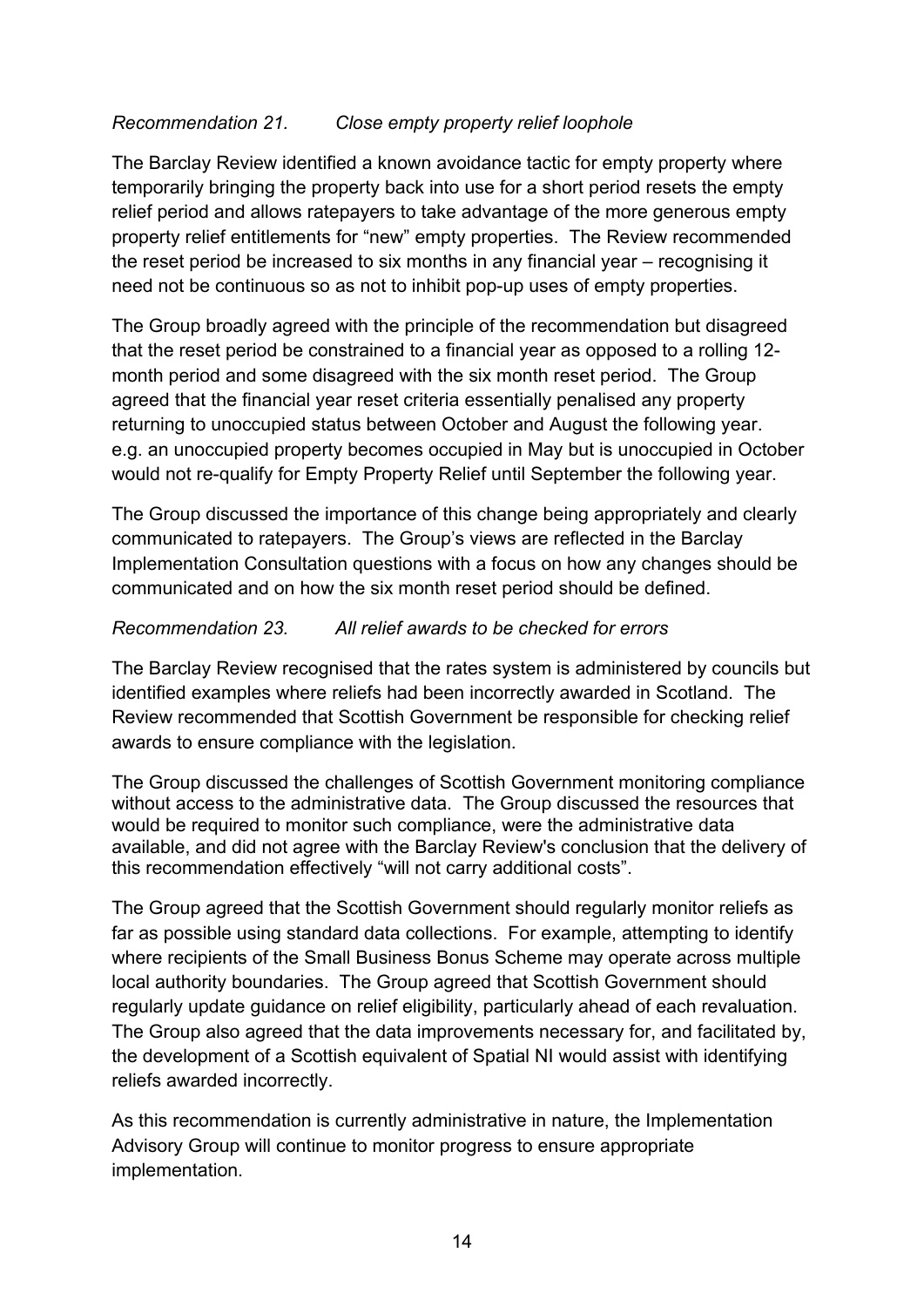*Recommendation 21. Close empty property relief loophole*

The Barclay Review identified a known avoidance tactic for empty property where temporarily bringing the property back into use for a short period resets the empty relief period and allows ratepayers to take advantage of the more generous empty property relief entitlements for "new" empty properties. The Review recommended the reset period be increased to six months in any financial year – recognising it need not be continuous so as not to inhibit pop-up uses of empty properties.

The Group broadly agreed with the principle of the recommendation but disagreed that the reset period be constrained to a financial year as opposed to a rolling 12-month period and some disagreed with the six month reset period. The Group agreed that the financial year reset criteria essentially penalised any property returning to unoccupied status between October and August the following year. e.g. an unoccupied property becomes occupied in May but is unoccupied in October would not re-qualify for Empty Property Relief until September the following year.

The Group discussed the importance of this change being appropriately and clearly communicated to ratepayers. The Group's views are reflected in the Barclay Implementation Consultation questions with a focus on how any changes should be communicated and on how the six month reset period should be defined.

*Recommendation 23. All relief awards to be checked for errors*

The Barclay Review recognised that the rates system is administered by councils but identified examples where reliefs had been incorrectly awarded in Scotland. The Review recommended that Scottish Government be responsible for checking relief awards to ensure compliance with the legislation.

The Group discussed the challenges of Scottish Government monitoring compliance without access to the administrative data. The Group discussed the resources that would be required to monitor such compliance, were the administrative data available, and did not agree with the Barclay Review's conclusion that the delivery of this recommendation effectively "will not carry additional costs".

The Group agreed that the Scottish Government should regularly monitor reliefs as far as possible using standard data collections. For example, attempting to identify where recipients of the Small Business Bonus Scheme may operate across multiple local authority boundaries. The Group agreed that Scottish Government should regularly update guidance on relief eligibility, particularly ahead of each revaluation. The Group also agreed that the data improvements necessary for, and facilitated by, the development of a Scottish equivalent of Spatial NI would assist with identifying reliefs awarded incorrectly.

As this recommendation is currently administrative in nature, the Implementation Advisory Group will continue to monitor progress to ensure appropriate implementation.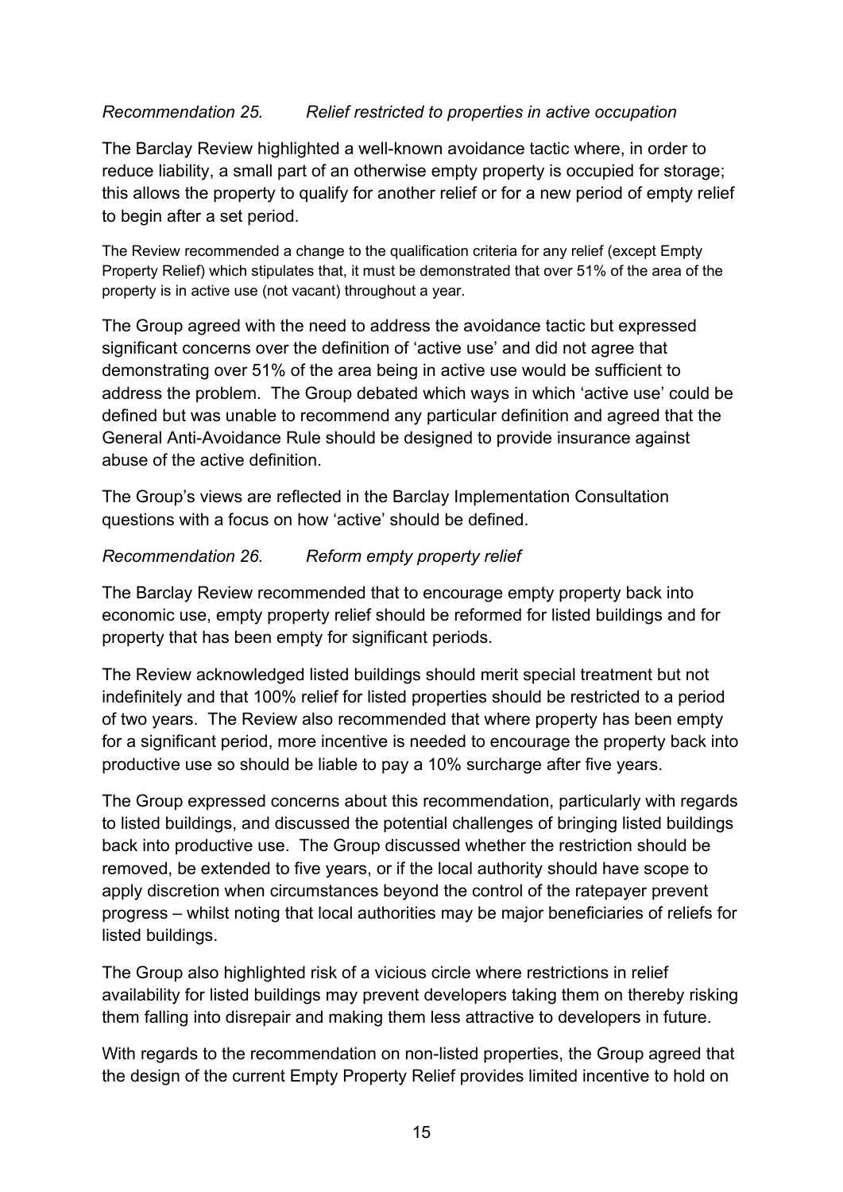*Recommendation 25. Relief restricted to properties in active occupation*

The Barclay Review highlighted a well-known avoidance tactic where, in order to reduce liability, a small part of an otherwise empty property is occupied for storage; this allows the property to qualify for another relief or for a new period of empty relief to begin after a set period.

The Review recommended a change to the qualification criteria for any relief (except Empty Property Relief) which stipulates that, it must be demonstrated that over 51% of the area of the property is in active use (not vacant) throughout a year.

The Group agreed with the need to address the avoidance tactic but expressed significant concerns over the definition of 'active use' and did not agree that demonstrating over 51% of the area being in active use would be sufficient to address the problem. The Group debated which ways in which 'active use' could be defined but was unable to recommend any particular definition and agreed that the General Anti-Avoidance Rule should be designed to provide insurance against abuse of the active definition.

The Group's views are reflected in the Barclay Implementation Consultation questions with a focus on how 'active' should be defined.

*Recommendation 26. Reform empty property relief*

The Barclay Review recommended that to encourage empty property back into economic use, empty property relief should be reformed for listed buildings and for property that has been empty for significant periods.

The Review acknowledged listed buildings should merit special treatment but not indefinitely and that 100% relief for listed properties should be restricted to a period of two years. The Review also recommended that where property has been empty for a significant period, more incentive is needed to encourage the property back into productive use so should be liable to pay a 10% surcharge after five years.

The Group expressed concerns about this recommendation, particularly with regards to listed buildings, and discussed the potential challenges of bringing listed buildings back into productive use. The Group discussed whether the restriction should be removed, be extended to five years, or if the local authority should have scope to apply discretion when circumstances beyond the control of the ratepayer prevent progress – whilst noting that local authorities may be major beneficiaries of reliefs for listed buildings.

The Group also highlighted risk of a vicious circle where restrictions in relief availability for listed buildings may prevent developers taking them on thereby risking them falling into disrepair and making them less attractive to developers in future.

With regards to the recommendation on non-listed properties, the Group agreed that the design of the current Empty Property Relief provides limited incentive to hold on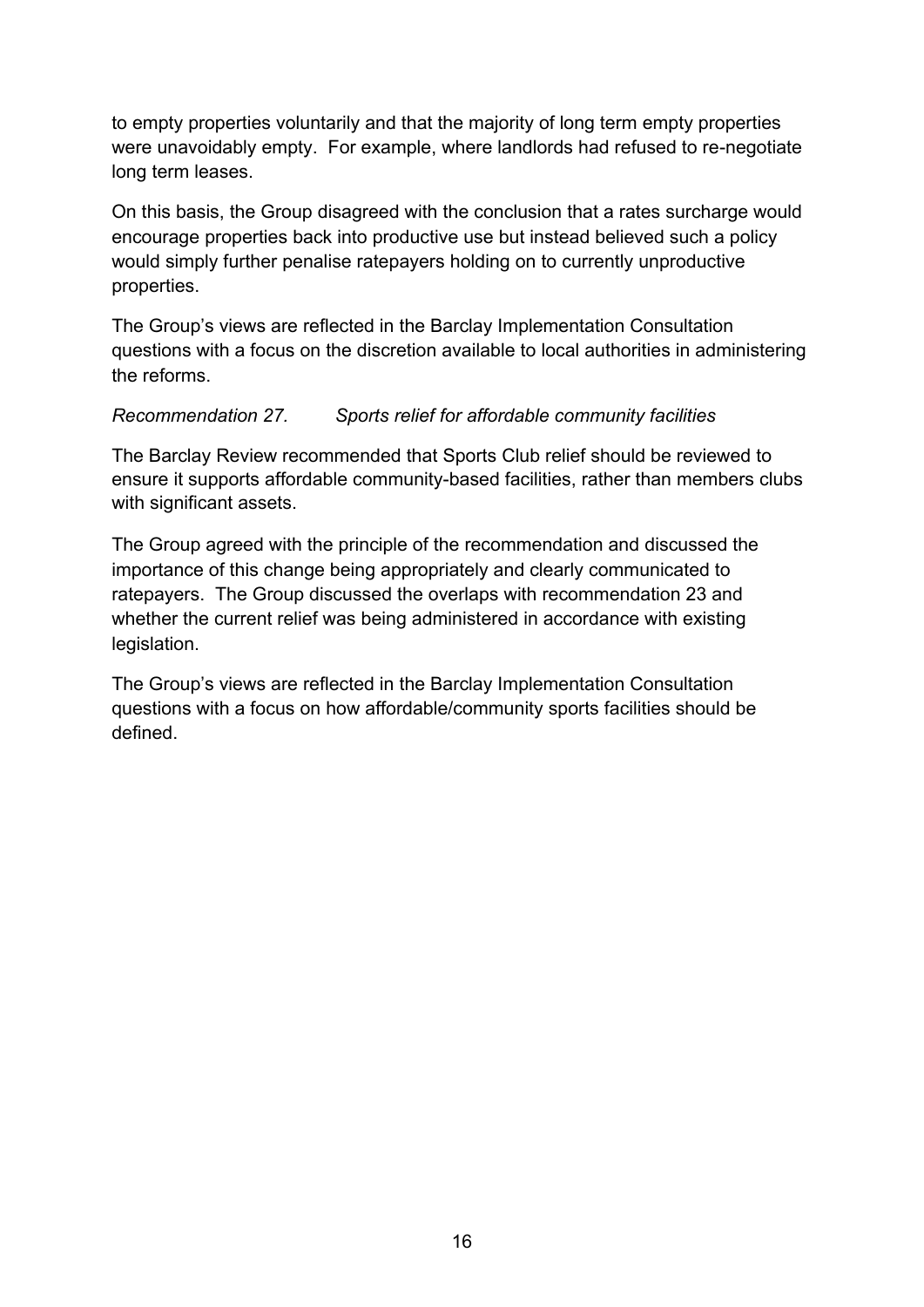to empty properties voluntarily and that the majority of long term empty properties were unavoidably empty. For example, where landlords had refused to re-negotiate long term leases.

On this basis, the Group disagreed with the conclusion that a rates surcharge would encourage properties back into productive use but instead believed such a policy would simply further penalise ratepayers holding on to currently unproductive properties.

The Group's views are reflected in the Barclay Implementation Consultation questions with a focus on the discretion available to local authorities in administering the reforms.

*Recommendation 27. Sports relief for affordable community facilities*

The Barclay Review recommended that Sports Club relief should be reviewed to ensure it supports affordable community-based facilities, rather than members clubs with significant assets.

The Group agreed with the principle of the recommendation and discussed the importance of this change being appropriately and clearly communicated to ratepayers. The Group discussed the overlaps with recommendation 23 and whether the current relief was being administered in accordance with existing legislation.

The Group's views are reflected in the Barclay Implementation Consultation questions with a focus on how affordable/community sports facilities should be defined.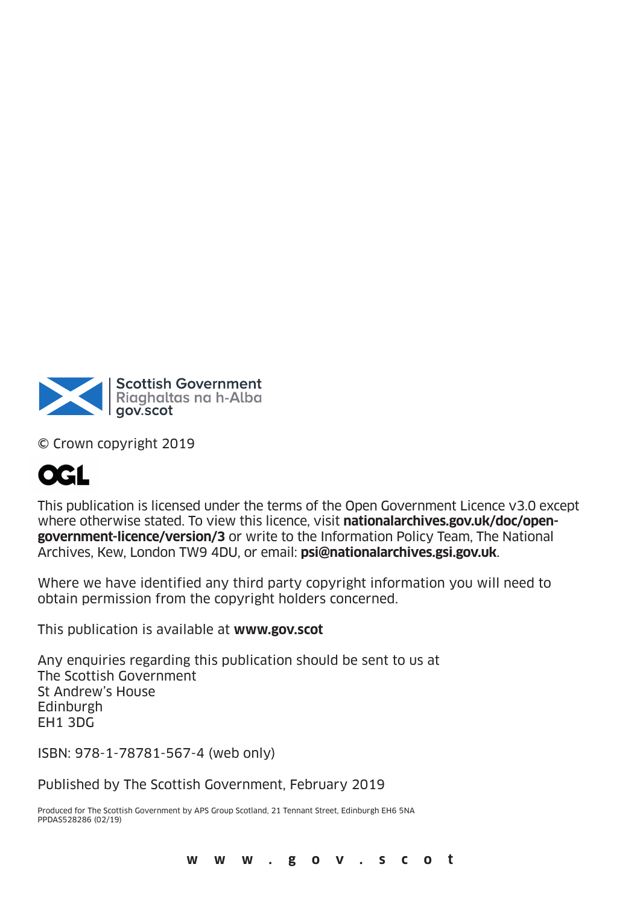Scottish Government
Riaghaltas na h-Alba
gov.scot

© Crown copyright 2019

OGL

This publication is licensed under the terms of the Open Government Licence v3.0 except where otherwise stated. To view this licence, visit **nationalarchives.gov.uk/doc/open-government-licence/version/3** or write to the Information Policy Team, The National Archives, Kew, London TW9 4DU, or email: **psi@nationalarchives.gsi.gov.uk**.

Where we have identified any third party copyright information you will need to obtain permission from the copyright holders concerned.

This publication is available at **www.gov.scot**

Any enquiries regarding this publication should be sent to us at
The Scottish Government
St Andrew's House
Edinburgh
EH1 3DG

ISBN: 978-1-78781-567-4 (web only)

Published by The Scottish Government, February 2019

Produced for The Scottish Government by APS Group Scotland, 21 Tennant Street, Edinburgh EH6 5NA
PPDAS528286 (02/19)

**w w w . g o v . s c o t**